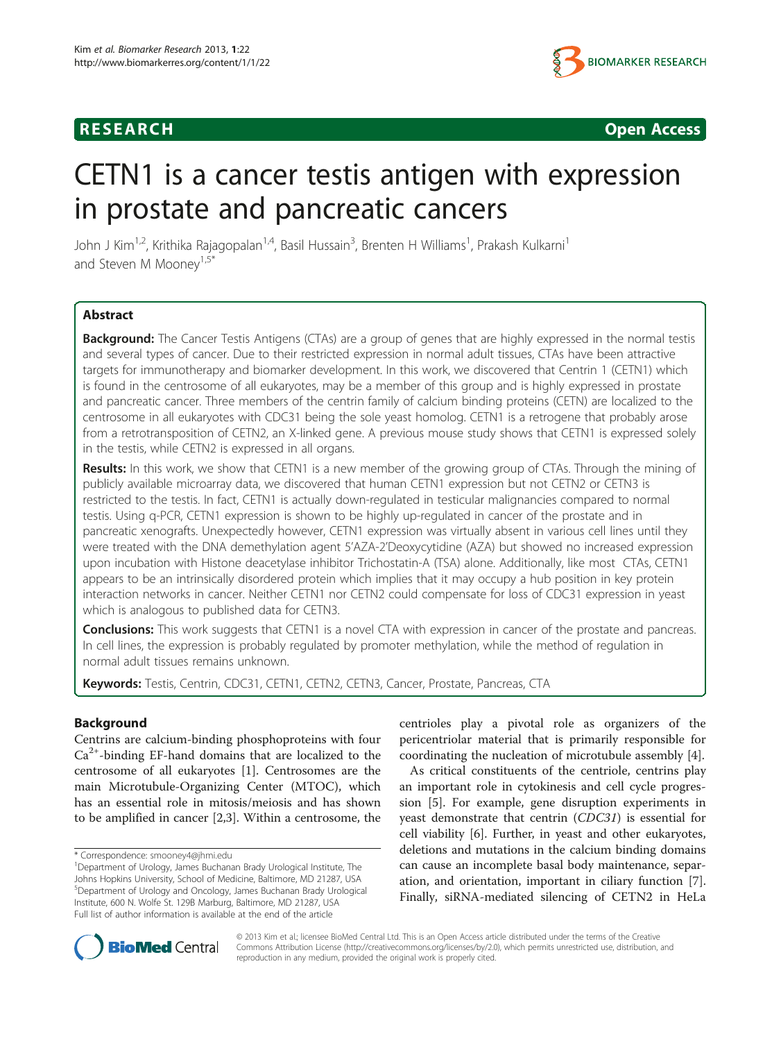RESEARCH Open Access

# CETN1 is a cancer testis antigen with expression in prostate and pancreatic cancers

John J Kim[1,2], Krithika Rajagopalan[1,4], Basil Hussain[3], Brenten H Williams[1], Prakash Kulkarni[1] and Steven M Mooney[1,5*]

## Abstract

**Background:** The Cancer Testis Antigens (CTAs) are a group of genes that are highly expressed in the normal testis and several types of cancer. Due to their restricted expression in normal adult tissues, CTAs have been attractive targets for immunotherapy and biomarker development. In this work, we discovered that Centrin 1 (CETN1) which is found in the centrosome of all eukaryotes, may be a member of this group and is highly expressed in prostate and pancreatic cancer. Three members of the centrin family of calcium binding proteins (CETN) are localized to the centrosome in all eukaryotes with CDC31 being the sole yeast homolog. CETN1 is a retrogene that probably arose from a retrotransposition of CETN2, an X-linked gene. A previous mouse study shows that CETN1 is expressed solely in the testis, while CETN2 is expressed in all organs.

**Results:** In this work, we show that CETN1 is a new member of the growing group of CTAs. Through the mining of publicly available microarray data, we discovered that human CETN1 expression but not CETN2 or CETN3 is restricted to the testis. In fact, CETN1 is actually down-regulated in testicular malignancies compared to normal testis. Using q-PCR, CETN1 expression is shown to be highly up-regulated in cancer of the prostate and in pancreatic xenografts. Unexpectedly however, CETN1 expression was virtually absent in various cell lines until they were treated with the DNA demethylation agent 5'AZA-2'Deoxycytidine (AZA) but showed no increased expression upon incubation with Histone deacetylase inhibitor Trichostatin-A (TSA) alone. Additionally, like most CTAs, CETN1 appears to be an intrinsically disordered protein which implies that it may occupy a hub position in key protein interaction networks in cancer. Neither CETN1 nor CETN2 could compensate for loss of CDC31 expression in yeast which is analogous to published data for CETN3.

**Conclusions:** This work suggests that CETN1 is a novel CTA with expression in cancer of the prostate and pancreas. In cell lines, the expression is probably regulated by promoter methylation, while the method of regulation in normal adult tissues remains unknown.

**Keywords:** Testis, Centrin, CDC31, CETN1, CETN2, CETN3, Cancer, Prostate, Pancreas, CTA

## Background

Centrins are calcium-binding phosphoproteins with four $Ca^{2+}$-binding EF-hand domains that are localized to the centrosome of all eukaryotes [1]. Centrosomes are the main Microtubule-Organizing Center (MTOC), which has an essential role in mitosis/meiosis and has shown to be amplified in cancer [2,3]. Within a centrosome, the centrioles play a pivotal role as organizers of the pericentriolar material that is primarily responsible for coordinating the nucleation of microtubule assembly [4].

As critical constituents of the centriole, centrins play an important role in cytokinesis and cell cycle progression [5]. For example, gene disruption experiments in yeast demonstrate that centrin (*CDC31*) is essential for cell viability [6]. Further, in yeast and other eukaryotes, deletions and mutations in the calcium binding domains can cause an incomplete basal body maintenance, separation, and orientation, important in ciliary function [7]. Finally, siRNA-mediated silencing of CETN2 in HeLa

\* Correspondence: smooney4@jhmi.edu
[1]Department of Urology, James Buchanan Brady Urological Institute, The Johns Hopkins University, School of Medicine, Baltimore, MD 21287, USA
[5]Department of Urology and Oncology, James Buchanan Brady Urological Institute, 600 N. Wolfe St. 129B Marburg, Baltimore, MD 21287, USA
Full list of author information is available at the end of the article

© 2013 Kim et al.; licensee BioMed Central Ltd. This is an Open Access article distributed under the terms of the Creative Commons Attribution License (http://creativecommons.org/licenses/by/2.0), which permits unrestricted use, distribution, and reproduction in any medium, provided the original work is properly cited.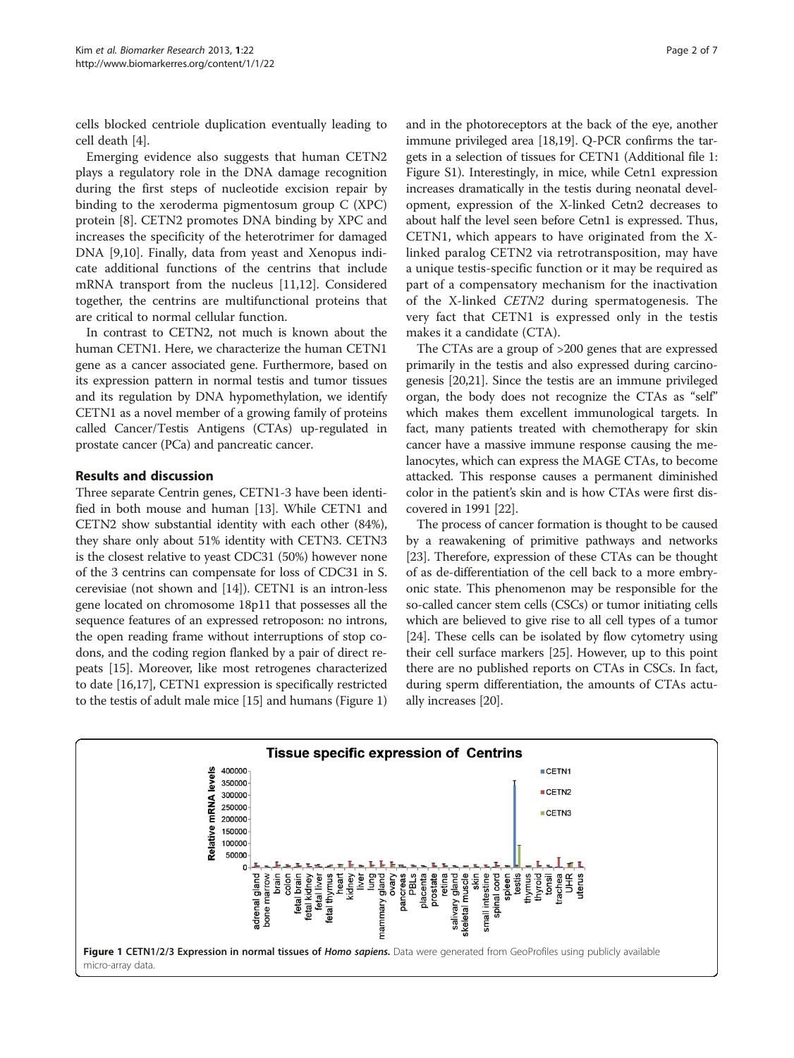cells blocked centriole duplication eventually leading to cell death [4].

Emerging evidence also suggests that human CETN2 plays a regulatory role in the DNA damage recognition during the first steps of nucleotide excision repair by binding to the xeroderma pigmentosum group C (XPC) protein [8]. CETN2 promotes DNA binding by XPC and increases the specificity of the heterotrimer for damaged DNA [9,10]. Finally, data from yeast and Xenopus indicate additional functions of the centrins that include mRNA transport from the nucleus [11,12]. Considered together, the centrins are multifunctional proteins that are critical to normal cellular function.

In contrast to CETN2, not much is known about the human CETN1. Here, we characterize the human CETN1 gene as a cancer associated gene. Furthermore, based on its expression pattern in normal testis and tumor tissues and its regulation by DNA hypomethylation, we identify CETN1 as a novel member of a growing family of proteins called Cancer/Testis Antigens (CTAs) up-regulated in prostate cancer (PCa) and pancreatic cancer.

## Results and discussion

Three separate Centrin genes, CETN1-3 have been identified in both mouse and human [13]. While CETN1 and CETN2 show substantial identity with each other (84%), they share only about 51% identity with CETN3. CETN3 is the closest relative to yeast CDC31 (50%) however none of the 3 centrins can compensate for loss of CDC31 in S. cerevisiae (not shown and [14]). CETN1 is an intron-less gene located on chromosome 18p11 that possesses all the sequence features of an expressed retroposon: no introns, the open reading frame without interruptions of stop codons, and the coding region flanked by a pair of direct repeats [15]. Moreover, like most retrogenes characterized to date [16,17], CETN1 expression is specifically restricted to the testis of adult male mice [15] and humans (Figure 1) and in the photoreceptors at the back of the eye, another immune privileged area [18,19]. Q-PCR confirms the targets in a selection of tissues for CETN1 (Additional file 1: Figure S1). Interestingly, in mice, while Cetn1 expression increases dramatically in the testis during neonatal development, expression of the X-linked Cetn2 decreases to about half the level seen before Cetn1 is expressed. Thus, CETN1, which appears to have originated from the X-linked paralog CETN2 via retrotransposition, may have a unique testis-specific function or it may be required as part of a compensatory mechanism for the inactivation of the X-linked *CETN2* during spermatogenesis. The very fact that CETN1 is expressed only in the testis makes it a candidate (CTA).

The CTAs are a group of >200 genes that are expressed primarily in the testis and also expressed during carcinogenesis [20,21]. Since the testis are an immune privileged organ, the body does not recognize the CTAs as "self" which makes them excellent immunological targets. In fact, many patients treated with chemotherapy for skin cancer have a massive immune response causing the melanocytes, which can express the MAGE CTAs, to become attacked. This response causes a permanent diminished color in the patient's skin and is how CTAs were first discovered in 1991 [22].

The process of cancer formation is thought to be caused by a reawakening of primitive pathways and networks [23]. Therefore, expression of these CTAs can be thought of as de-differentiation of the cell back to a more embryonic state. This phenomenon may be responsible for the so-called cancer stem cells (CSCs) or tumor initiating cells which are believed to give rise to all cell types of a tumor [24]. These cells can be isolated by flow cytometry using their cell surface markers [25]. However, up to this point there are no published reports on CTAs in CSCs. In fact, during sperm differentiation, the amounts of CTAs actually increases [20].

**Figure 1 CETN1/2/3 Expression in normal tissues of *Homo sapiens*.** Data were generated from GeoProfiles using publicly available micro-array data.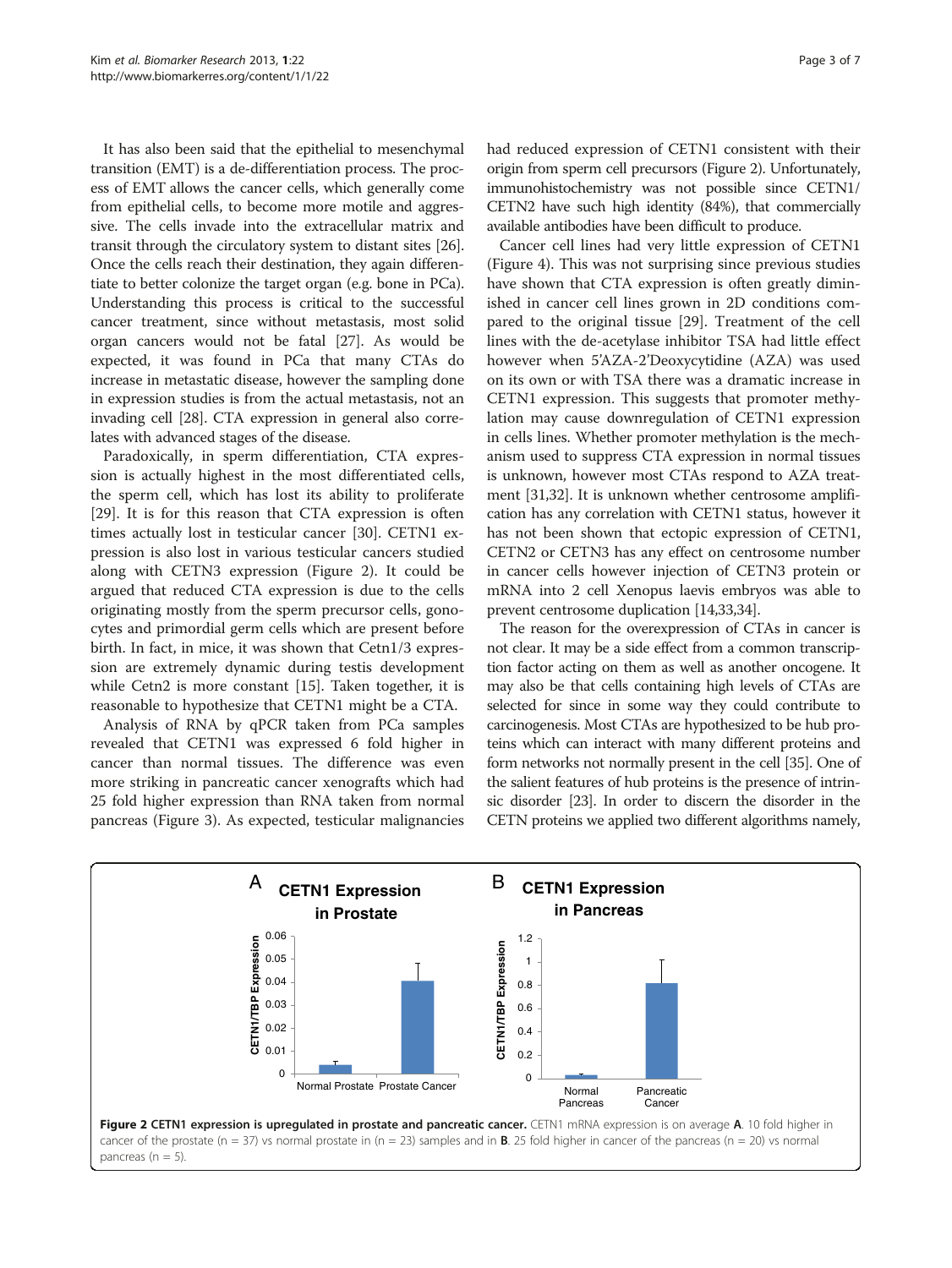It has also been said that the epithelial to mesenchymal transition (EMT) is a de-differentiation process. The process of EMT allows the cancer cells, which generally come from epithelial cells, to become more motile and aggressive. The cells invade into the extracellular matrix and transit through the circulatory system to distant sites [26]. Once the cells reach their destination, they again differentiate to better colonize the target organ (e.g. bone in PCa). Understanding this process is critical to the successful cancer treatment, since without metastasis, most solid organ cancers would not be fatal [27]. As would be expected, it was found in PCa that many CTAs do increase in metastatic disease, however the sampling done in expression studies is from the actual metastasis, not an invading cell [28]. CTA expression in general also correlates with advanced stages of the disease.

Paradoxically, in sperm differentiation, CTA expression is actually highest in the most differentiated cells, the sperm cell, which has lost its ability to proliferate [29]. It is for this reason that CTA expression is often times actually lost in testicular cancer [30]. CETN1 expression is also lost in various testicular cancers studied along with CETN3 expression (Figure 2). It could be argued that reduced CTA expression is due to the cells originating mostly from the sperm precursor cells, gonocytes and primordial germ cells which are present before birth. In fact, in mice, it was shown that Cetn1/3 expression are extremely dynamic during testis development while Cetn2 is more constant [15]. Taken together, it is reasonable to hypothesize that CETN1 might be a CTA.

Analysis of RNA by qPCR taken from PCa samples revealed that CETN1 was expressed 6 fold higher in cancer than normal tissues. The difference was even more striking in pancreatic cancer xenografts which had 25 fold higher expression than RNA taken from normal pancreas (Figure 3). As expected, testicular malignancies had reduced expression of CETN1 consistent with their origin from sperm cell precursors (Figure 2). Unfortunately, immunohistochemistry was not possible since CETN1/CETN2 have such high identity (84%), that commercially available antibodies have been difficult to produce.

Cancer cell lines had very little expression of CETN1 (Figure 4). This was not surprising since previous studies have shown that CTA expression is often greatly diminished in cancer cell lines grown in 2D conditions compared to the original tissue [29]. Treatment of the cell lines with the de-acetylase inhibitor TSA had little effect however when 5'AZA-2'Deoxycytidine (AZA) was used on its own or with TSA there was a dramatic increase in CETN1 expression. This suggests that promoter methylation may cause downregulation of CETN1 expression in cells lines. Whether promoter methylation is the mechanism used to suppress CTA expression in normal tissues is unknown, however most CTAs respond to AZA treatment [31,32]. It is unknown whether centrosome amplification has any correlation with CETN1 status, however it has not been shown that ectopic expression of CETN1, CETN2 or CETN3 has any effect on centrosome number in cancer cells however injection of CETN3 protein or mRNA into 2 cell Xenopus laevis embryos was able to prevent centrosome duplication [14,33,34].

The reason for the overexpression of CTAs in cancer is not clear. It may be a side effect from a common transcription factor acting on them as well as another oncogene. It may also be that cells containing high levels of CTAs are selected for since in some way they could contribute to carcinogenesis. Most CTAs are hypothesized to be hub proteins which can interact with many different proteins and form networks not normally present in the cell [35]. One of the salient features of hub proteins is the presence of intrinsic disorder [23]. In order to discern the disorder in the CETN proteins we applied two different algorithms namely,

**Figure 2 CETN1 expression is upregulated in prostate and pancreatic cancer.** CETN1 mRNA expression is on average **A**. 10 fold higher in cancer of the prostate (n = 37) vs normal prostate in (n = 23) samples and in **B**. 25 fold higher in cancer of the pancreas (n = 20) vs normal pancreas (n = 5).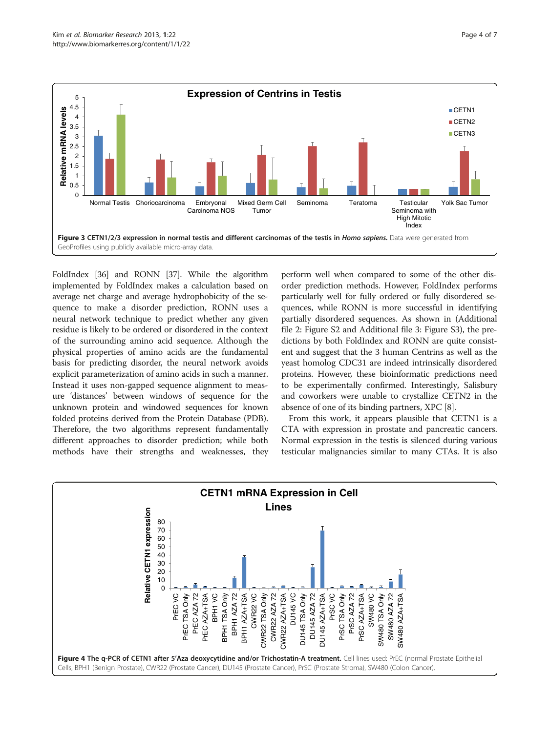Figure 3 CETN1/2/3 expression in normal testis and different carcinomas of the testis in *Homo sapiens*. Data were generated from GeoProfiles using publicly available micro-array data.

FoldIndex [36] and RONN [37]. While the algorithm implemented by FoldIndex makes a calculation based on average net charge and average hydrophobicity of the sequence to make a disorder prediction, RONN uses a neural network technique to predict whether any given residue is likely to be ordered or disordered in the context of the surrounding amino acid sequence. Although the physical properties of amino acids are the fundamental basis for predicting disorder, the neural network avoids explicit parameterization of amino acids in such a manner. Instead it uses non-gapped sequence alignment to measure 'distances' between windows of sequence for the unknown protein and windowed sequences for known folded proteins derived from the Protein Database (PDB). Therefore, the two algorithms represent fundamentally different approaches to disorder prediction; while both methods have their strengths and weaknesses, they perform well when compared to some of the other disorder prediction methods. However, FoldIndex performs particularly well for fully ordered or fully disordered sequences, while RONN is more successful in identifying partially disordered sequences. As shown in (Additional file 2: Figure S2 and Additional file 3: Figure S3), the predictions by both FoldIndex and RONN are quite consistent and suggest that the 3 human Centrins as well as the yeast homolog CDC31 are indeed intrinsically disordered proteins. However, these bioinformatic predictions need to be experimentally confirmed. Interestingly, Salisbury and coworkers were unable to crystallize CETN2 in the absence of one of its binding partners, XPC [8].

From this work, it appears plausible that CETN1 is a CTA with expression in prostate and pancreatic cancers. Normal expression in the testis is silenced during various testicular malignancies similar to many CTAs. It is also

Figure 4 The q-PCR of CETN1 after 5'Aza deoxycytidine and/or Trichostatin-A treatment. Cell lines used: PrEC (normal Prostate Epithelial Cells, BPH1 (Benign Prostate), CWR22 (Prostate Cancer), DU145 (Prostate Cancer), PrSC (Prostate Stroma), SW480 (Colon Cancer).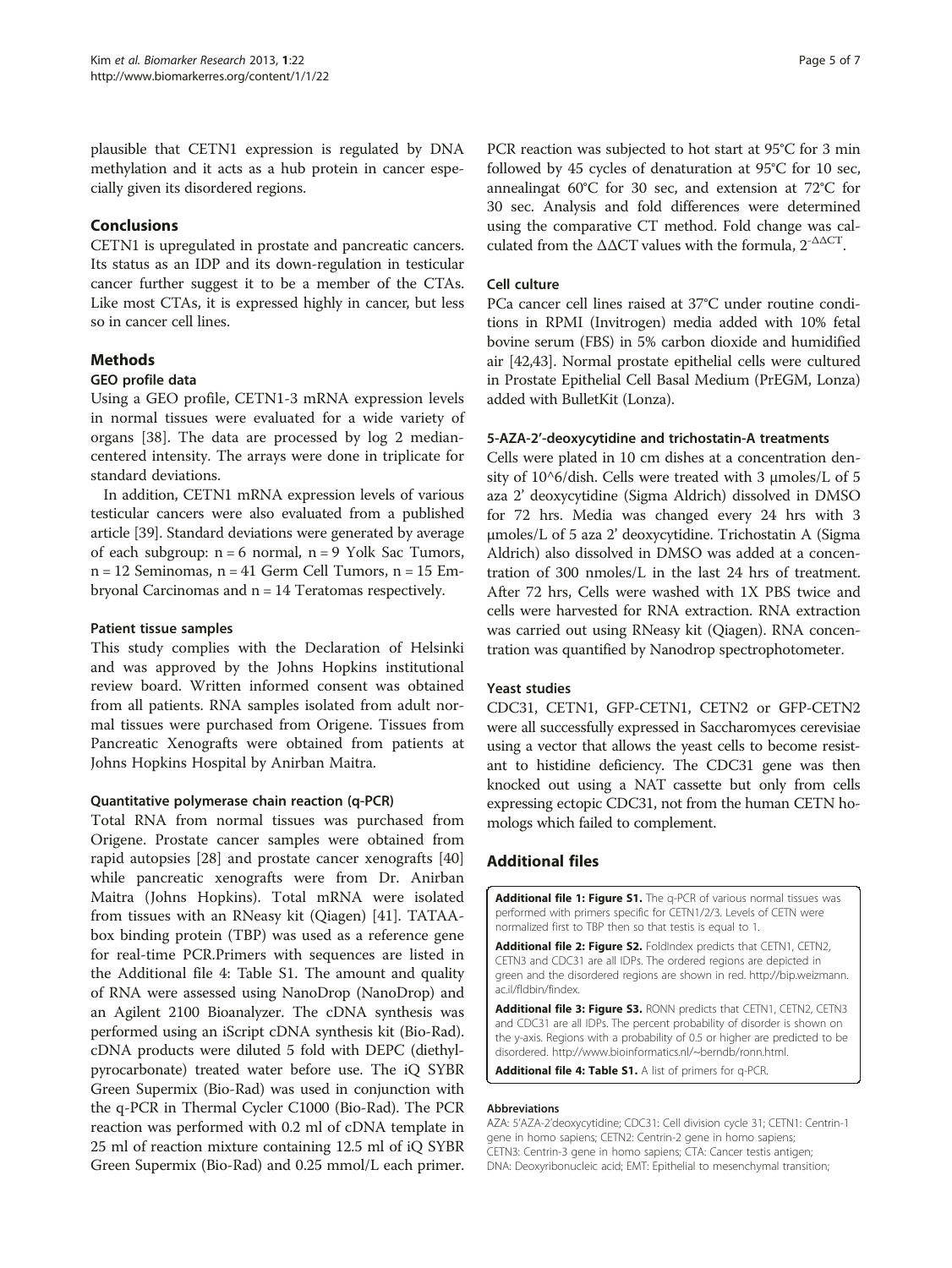plausible that CETN1 expression is regulated by DNA methylation and it acts as a hub protein in cancer especially given its disordered regions.

## Conclusions

CETN1 is upregulated in prostate and pancreatic cancers. Its status as an IDP and its down-regulation in testicular cancer further suggest it to be a member of the CTAs. Like most CTAs, it is expressed highly in cancer, but less so in cancer cell lines.

## Methods

### GEO profile data

Using a GEO profile, CETN1-3 mRNA expression levels in normal tissues were evaluated for a wide variety of organs [38]. The data are processed by log 2 median-centered intensity. The arrays were done in triplicate for standard deviations.

In addition, CETN1 mRNA expression levels of various testicular cancers were also evaluated from a published article [39]. Standard deviations were generated by average of each subgroup: n = 6 normal, n = 9 Yolk Sac Tumors, n = 12 Seminomas, n = 41 Germ Cell Tumors, n = 15 Embryonal Carcinomas and n = 14 Teratomas respectively.

### Patient tissue samples

This study complies with the Declaration of Helsinki and was approved by the Johns Hopkins institutional review board. Written informed consent was obtained from all patients. RNA samples isolated from adult normal tissues were purchased from Origene. Tissues from Pancreatic Xenografts were obtained from patients at Johns Hopkins Hospital by Anirban Maitra.

### Quantitative polymerase chain reaction (q-PCR)

Total RNA from normal tissues was purchased from Origene. Prostate cancer samples were obtained from rapid autopsies [28] and prostate cancer xenografts [40] while pancreatic xenografts were from Dr. Anirban Maitra (Johns Hopkins). Total mRNA were isolated from tissues with an RNeasy kit (Qiagen) [41]. TATAA-box binding protein (TBP) was used as a reference gene for real-time PCR.Primers with sequences are listed in the Additional file 4: Table S1. The amount and quality of RNA were assessed using NanoDrop (NanoDrop) and an Agilent 2100 Bioanalyzer. The cDNA synthesis was performed using an iScript cDNA synthesis kit (Bio-Rad). cDNA products were diluted 5 fold with DEPC (diethylpyrocarbonate) treated water before use. The iQ SYBR Green Supermix (Bio-Rad) was used in conjunction with the q-PCR in Thermal Cycler C1000 (Bio-Rad). The PCR reaction was performed with 0.2 ml of cDNA template in 25 ml of reaction mixture containing 12.5 ml of iQ SYBR Green Supermix (Bio-Rad) and 0.25 mmol/L each primer. PCR reaction was subjected to hot start at 95°C for 3 min followed by 45 cycles of denaturation at 95°C for 10 sec, annealingat 60°C for 30 sec, and extension at 72°C for 30 sec. Analysis and fold differences were determined using the comparative CT method. Fold change was calculated from the ΔΔCT values with the formula, $2^{-\Delta\Delta CT}$.

### Cell culture

PCa cancer cell lines raised at 37°C under routine conditions in RPMI (Invitrogen) media added with 10% fetal bovine serum (FBS) in 5% carbon dioxide and humidified air [42,43]. Normal prostate epithelial cells were cultured in Prostate Epithelial Cell Basal Medium (PrEGM, Lonza) added with BulletKit (Lonza).

### 5-AZA-2'-deoxycytidine and trichostatin-A treatments

Cells were plated in 10 cm dishes at a concentration density of 10^6/dish. Cells were treated with 3 μmoles/L of 5 aza 2' deoxycytidine (Sigma Aldrich) dissolved in DMSO for 72 hrs. Media was changed every 24 hrs with 3 μmoles/L of 5 aza 2' deoxycytidine. Trichostatin A (Sigma Aldrich) also dissolved in DMSO was added at a concentration of 300 nmoles/L in the last 24 hrs of treatment. After 72 hrs, Cells were washed with 1X PBS twice and cells were harvested for RNA extraction. RNA extraction was carried out using RNeasy kit (Qiagen). RNA concentration was quantified by Nanodrop spectrophotometer.

### Yeast studies

CDC31, CETN1, GFP-CETN1, CETN2 or GFP-CETN2 were all successfully expressed in Saccharomyces cerevisiae using a vector that allows the yeast cells to become resistant to histidine deficiency. The CDC31 gene was then knocked out using a NAT cassette but only from cells expressing ectopic CDC31, not from the human CETN homologs which failed to complement.

## Additional files

**Additional file 1: Figure S1.** The q-PCR of various normal tissues was performed with primers specific for CETN1/2/3. Levels of CETN were normalized first to TBP then so that testis is equal to 1.

**Additional file 2: Figure S2.** FoldIndex predicts that CETN1, CETN2, CETN3 and CDC31 are all IDPs. The ordered regions are depicted in green and the disordered regions are shown in red. http://bip.weizmann.ac.il/fldbin/findex.

**Additional file 3: Figure S3.** RONN predicts that CETN1, CETN2, CETN3 and CDC31 are all IDPs. The percent probability of disorder is shown on the y-axis. Regions with a probability of 0.5 or higher are predicted to be disordered. http://www.bioinformatics.nl/~berndb/ronn.html.

**Additional file 4: Table S1.** A list of primers for q-PCR.

#### Abbreviations

AZA: 5'AZA-2'deoxycytidine; CDC31: Cell division cycle 31; CETN1: Centrin-1 gene in homo sapiens; CETN2: Centrin-2 gene in homo sapiens; CETN3: Centrin-3 gene in homo sapiens; CTA: Cancer testis antigen; DNA: Deoxyribonucleic acid; EMT: Epithelial to mesenchymal transition;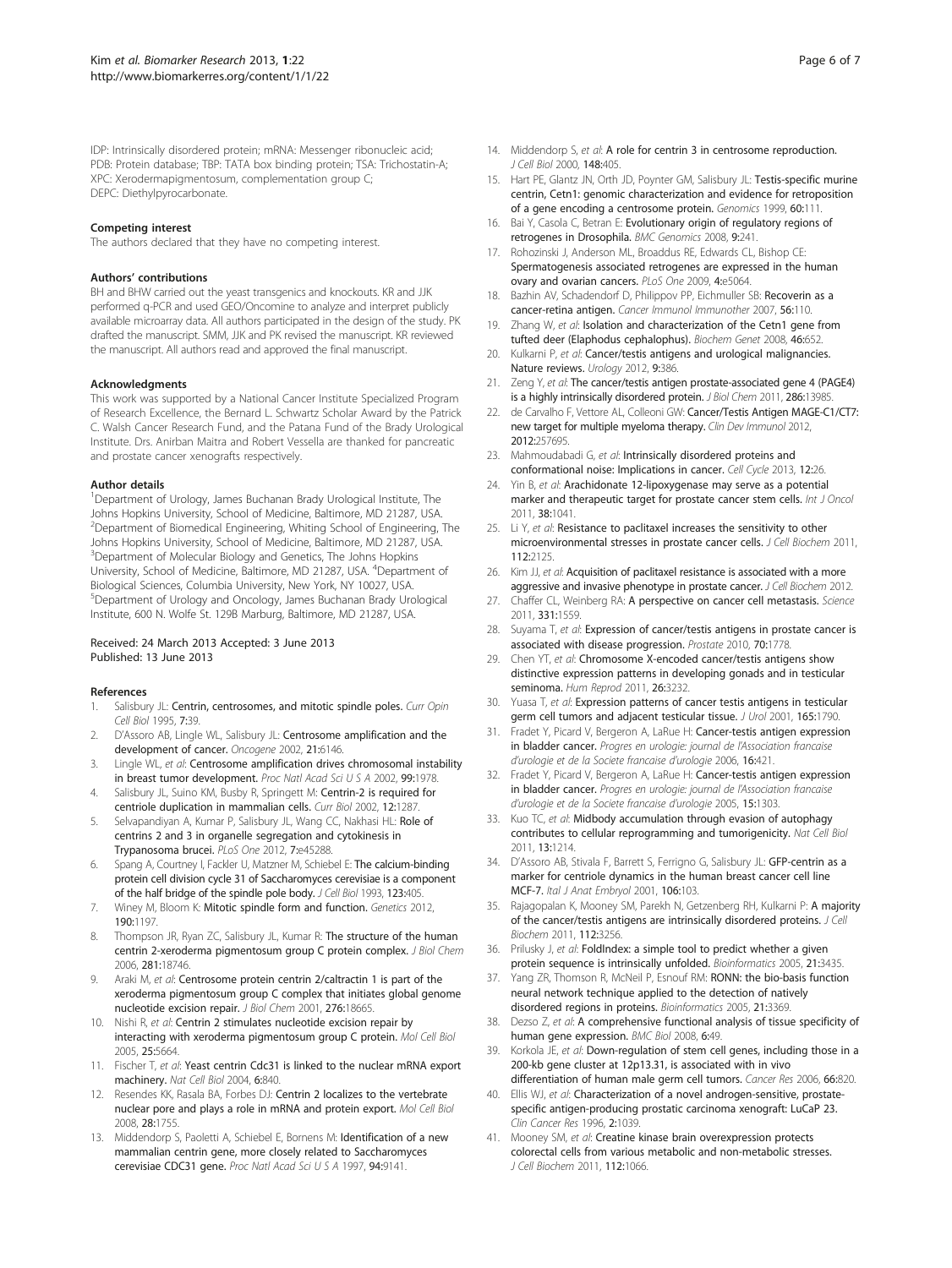IDP: Intrinsically disordered protein; mRNA: Messenger ribonucleic acid; PDB: Protein database; TBP: TATA box binding protein; TSA: Trichostatin-A; XPC: Xerodermapigmentosum, complementation group C; DEPC: Diethylpyrocarbonate.

#### Competing interest

The authors declared that they have no competing interest.

#### Authors' contributions

BH and BHW carried out the yeast transgenics and knockouts. KR and JJK performed q-PCR and used GEO/Oncomine to analyze and interpret publicly available microarray data. All authors participated in the design of the study. PK drafted the manuscript. SMM, JJK and PK revised the manuscript. KR reviewed the manuscript. All authors read and approved the final manuscript.

#### Acknowledgments

This work was supported by a National Cancer Institute Specialized Program of Research Excellence, the Bernard L. Schwartz Scholar Award by the Patrick C. Walsh Cancer Research Fund, and the Patana Fund of the Brady Urological Institute. Drs. Anirban Maitra and Robert Vessella are thanked for pancreatic and prostate cancer xenografts respectively.

#### Author details

[1]Department of Urology, James Buchanan Brady Urological Institute, The Johns Hopkins University, School of Medicine, Baltimore, MD 21287, USA. [2]Department of Biomedical Engineering, Whiting School of Engineering, The Johns Hopkins University, School of Medicine, Baltimore, MD 21287, USA. [3]Department of Molecular Biology and Genetics, The Johns Hopkins University, School of Medicine, Baltimore, MD 21287, USA. [4]Department of Biological Sciences, Columbia University, New York, NY 10027, USA. [5]Department of Urology and Oncology, James Buchanan Brady Urological Institute, 600 N. Wolfe St. 129B Marburg, Baltimore, MD 21287, USA.

Received: 24 March 2013 Accepted: 3 June 2013
Published: 13 June 2013

#### References

1. Salisbury JL: **Centrin, centrosomes, and mitotic spindle poles.** *Curr Opin Cell Biol* 1995, **7:**39.
2. D'Assoro AB, Lingle WL, Salisbury JL: **Centrosome amplification and the development of cancer.** *Oncogene* 2002, **21:**6146.
3. Lingle WL, *et al*: **Centrosome amplification drives chromosomal instability in breast tumor development.** *Proc Natl Acad Sci U S A* 2002, **99:**1978.
4. Salisbury JL, Suino KM, Busby R, Springett M: **Centrin-2 is required for centriole duplication in mammalian cells.** *Curr Biol* 2002, **12:**1287.
5. Selvapandiyan A, Kumar P, Salisbury JL, Wang CC, Nakhasi HL: **Role of centrins 2 and 3 in organelle segregation and cytokinesis in Trypanosoma brucei.** *PLoS One* 2012, **7:**e45288.
6. Spang A, Courtney I, Fackler U, Matzner M, Schiebel E: **The calcium-binding protein cell division cycle 31 of Saccharomyces cerevisiae is a component of the half bridge of the spindle pole body.** *J Cell Biol* 1993, **123:**405.
7. Winey M, Bloom K: **Mitotic spindle form and function.** *Genetics* 2012, **190:**1197.
8. Thompson JR, Ryan ZC, Salisbury JL, Kumar R: **The structure of the human centrin 2-xeroderma pigmentosum group C protein complex.** *J Biol Chem* 2006, **281:**18746.
9. Araki M, *et al*: **Centrosome protein centrin 2/caltractin 1 is part of the xeroderma pigmentosum group C complex that initiates global genome nucleotide excision repair.** *J Biol Chem* 2001, **276:**18665.
10. Nishi R, *et al*: **Centrin 2 stimulates nucleotide excision repair by interacting with xeroderma pigmentosum group C protein.** *Mol Cell Biol* 2005, **25:**5664.
11. Fischer T, *et al*: **Yeast centrin Cdc31 is linked to the nuclear mRNA export machinery.** *Nat Cell Biol* 2004, **6:**840.
12. Resendes KK, Rasala BA, Forbes DJ: **Centrin 2 localizes to the vertebrate nuclear pore and plays a role in mRNA and protein export.** *Mol Cell Biol* 2008, **28:**1755.
13. Middendorp S, Paoletti A, Schiebel E, Bornens M: **Identification of a new mammalian centrin gene, more closely related to Saccharomyces cerevisiae CDC31 gene.** *Proc Natl Acad Sci U S A* 1997, **94:**9141.
14. Middendorp S, *et al*: **A role for centrin 3 in centrosome reproduction.** *J Cell Biol* 2000, **148:**405.
15. Hart PE, Glantz JN, Orth JD, Poynter GM, Salisbury JL: **Testis-specific murine centrin, Cetn1: genomic characterization and evidence for retroposition of a gene encoding a centrosome protein.** *Genomics* 1999, **60:**111.
16. Bai Y, Casola C, Betran E: **Evolutionary origin of regulatory regions of retrogenes in Drosophila.** *BMC Genomics* 2008, **9:**241.
17. Rohozinski J, Anderson ML, Broaddus RE, Edwards CL, Bishop CE: **Spermatogenesis associated retrogenes are expressed in the human ovary and ovarian cancers.** *PLoS One* 2009, **4:**e5064.
18. Bazhin AV, Schadendorf D, Philippov PP, Eichmuller SB: **Recoverin as a cancer-retina antigen.** *Cancer Immunol Immunother* 2007, **56:**110.
19. Zhang W, *et al*: **Isolation and characterization of the Cetn1 gene from tufted deer (Elaphodus cephalophus).** *Biochem Genet* 2008, **46:**652.
20. Kulkarni P, *et al*: **Cancer/testis antigens and urological malignancies. Nature reviews.** *Urology* 2012, **9:**386.
21. Zeng Y, *et al*: **The cancer/testis antigen prostate-associated gene 4 (PAGE4) is a highly intrinsically disordered protein.** *J Biol Chem* 2011, **286:**13985.
22. de Carvalho F, Vettore AL, Colleoni GW: **Cancer/Testis Antigen MAGE-C1/CT7: new target for multiple myeloma therapy.** *Clin Dev Immunol* 2012, **2012:**257695.
23. Mahmoudabadi G, *et al*: **Intrinsically disordered proteins and conformational noise: Implications in cancer.** *Cell Cycle* 2013, **12:**26.
24. Yin B, *et al*: **Arachidonate 12-lipoxygenase may serve as a potential marker and therapeutic target for prostate cancer stem cells.** *Int J Oncol* 2011, **38:**1041.
25. Li Y, *et al*: **Resistance to paclitaxel increases the sensitivity to other microenvironmental stresses in prostate cancer cells.** *J Cell Biochem* 2011, **112:**2125.
26. Kim JJ, *et al*: **Acquisition of paclitaxel resistance is associated with a more aggressive and invasive phenotype in prostate cancer.** *J Cell Biochem* 2012.
27. Chaffer CL, Weinberg RA: **A perspective on cancer cell metastasis.** *Science* 2011, **331:**1559.
28. Suyama T, *et al*: **Expression of cancer/testis antigens in prostate cancer is associated with disease progression.** *Prostate* 2010, **70:**1778.
29. Chen YT, *et al*: **Chromosome X-encoded cancer/testis antigens show distinctive expression patterns in developing gonads and in testicular seminoma.** *Hum Reprod* 2011, **26:**3232.
30. Yuasa T, *et al*: **Expression patterns of cancer testis antigens in testicular germ cell tumors and adjacent testicular tissue.** *J Urol* 2001, **165:**1790.
31. Fradet Y, Picard V, Bergeron A, LaRue H: **Cancer-testis antigen expression in bladder cancer.** *Progres en urologie: journal de l'Association francaise d'urologie et de la Societe francaise d'urologie* 2006, **16:**421.
32. Fradet Y, Picard V, Bergeron A, LaRue H: **Cancer-testis antigen expression in bladder cancer.** *Progres en urologie: journal de l'Association francaise d'urologie et de la Societe francaise d'urologie* 2005, **15:**1303.
33. Kuo TC, *et al*: **Midbody accumulation through evasion of autophagy contributes to cellular reprogramming and tumorigenicity.** *Nat Cell Biol* 2011, **13:**1214.
34. D'Assoro AB, Stivala F, Barrett S, Ferrigno G, Salisbury JL: **GFP-centrin as a marker for centriole dynamics in the human breast cancer cell line MCF-7.** *Ital J Anat Embryol* 2001, **106:**103.
35. Rajagopalan K, Mooney SM, Parekh N, Getzenberg RH, Kulkarni P: **A majority of the cancer/testis antigens are intrinsically disordered proteins.** *J Cell Biochem* 2011, **112:**3256.
36. Prilusky J, *et al*: **FoldIndex: a simple tool to predict whether a given protein sequence is intrinsically unfolded.** *Bioinformatics* 2005, **21:**3435.
37. Yang ZR, Thomson R, McNeil P, Esnouf RM: **RONN: the bio-basis function neural network technique applied to the detection of natively disordered regions in proteins.** *Bioinformatics* 2005, **21:**3369.
38. Dezso Z, *et al*: **A comprehensive functional analysis of tissue specificity of human gene expression.** *BMC Biol* 2008, **6:**49.
39. Korkola JE, *et al*: **Down-regulation of stem cell genes, including those in a 200-kb gene cluster at 12p13.31, is associated with in vivo differentiation of human male germ cell tumors.** *Cancer Res* 2006, **66:**820.
40. Ellis WJ, *et al*: **Characterization of a novel androgen-sensitive, prostate-specific antigen-producing prostatic carcinoma xenograft: LuCaP 23.** *Clin Cancer Res* 1996, **2:**1039.
41. Mooney SM, *et al*: **Creatine kinase brain overexpression protects colorectal cells from various metabolic and non-metabolic stresses.** *J Cell Biochem* 2011, **112:**1066.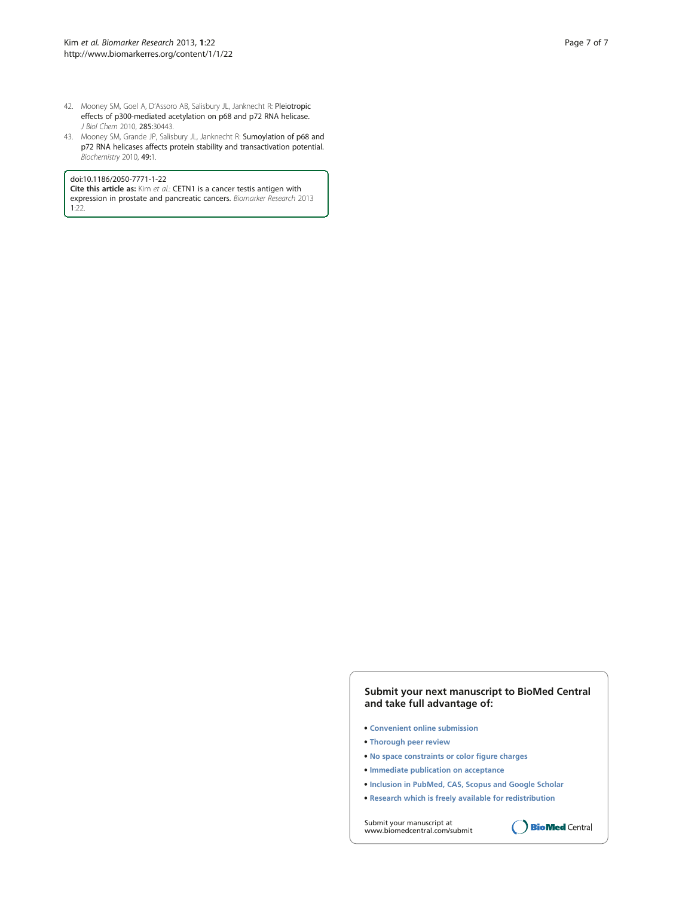42. Mooney SM, Goel A, D'Assoro AB, Salisbury JL, Janknecht R: **Pleiotropic effects of p300-mediated acetylation on p68 and p72 RNA helicase.** *J Biol Chem* 2010, **285:**30443.
43. Mooney SM, Grande JP, Salisbury JL, Janknecht R: **Sumoylation of p68 and p72 RNA helicases affects protein stability and transactivation potential.** *Biochemistry* 2010, **49:**1.

doi:10.1186/2050-7771-1-22
**Cite this article as:** Kim *et al.*: CETN1 is a cancer testis antigen with expression in prostate and pancreatic cancers. *Biomarker Research* 2013 1:22.

**Submit your next manuscript to BioMed Central and take full advantage of:**

- **Convenient online submission**
- **Thorough peer review**
- **No space constraints or color figure charges**
- **Immediate publication on acceptance**
- **Inclusion in PubMed, CAS, Scopus and Google Scholar**
- **Research which is freely available for redistribution**

Submit your manuscript at
www.biomedcentral.com/submit

BioMed Central